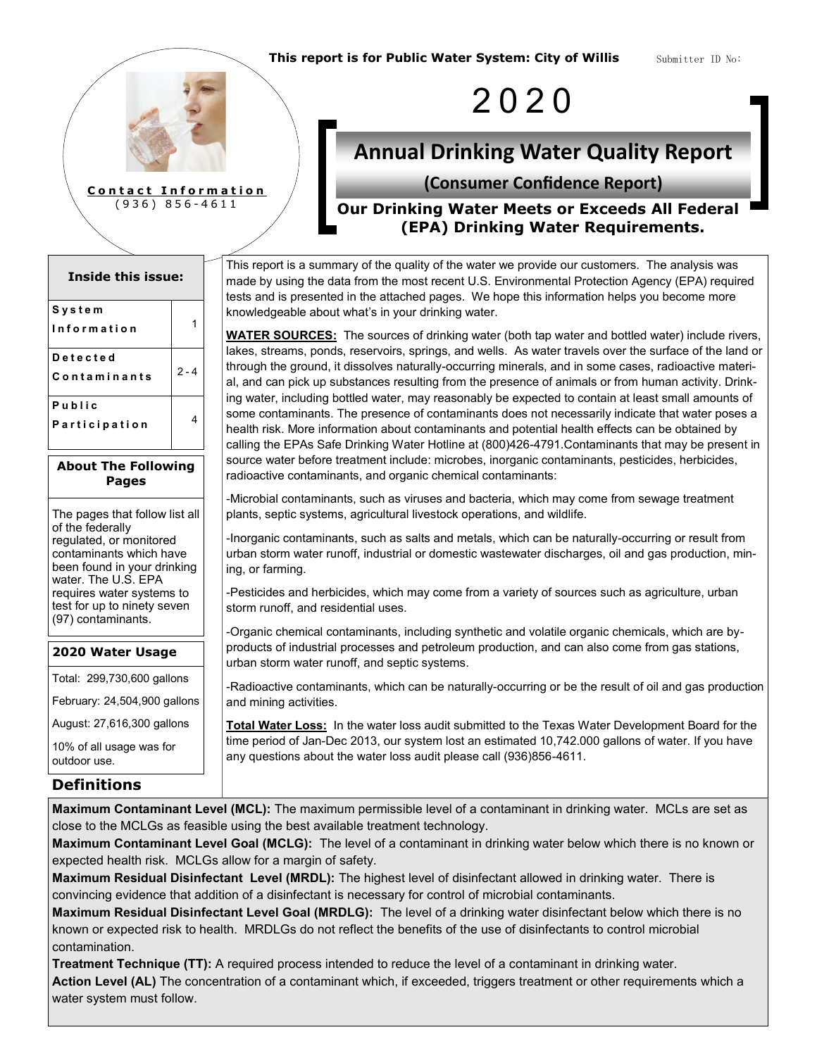**This report is for Public Water System: City of Willis**

Submitter ID No:

# 2020

## Annual Drinking Water Quality Report

### (Consumer Confidence Report)

**Our Drinking Water Meets or Exceeds All Federal (EPA) Drinking Water Requirements.**

**Contact Information**
(936) 856-4611

**Inside this issue:**

| | |
|---|---|
| System Information | 1 |
| Detected Contaminants | 2 - 4 |
| Public Participation | 4 |

**About The Following Pages**

The pages that follow list all of the federally regulated, or monitored contaminants which have been found in your drinking water. The U.S. EPA requires water systems to test for up to ninety seven (97) contaminants.

**2020 Water Usage**

Total: 299,730,600 gallons

February: 24,504,900 gallons

August: 27,616,300 gallons

10% of all usage was for outdoor use.

This report is a summary of the quality of the water we provide our customers. The analysis was made by using the data from the most recent U.S. Environmental Protection Agency (EPA) required tests and is presented in the attached pages. We hope this information helps you become more knowledgeable about what's in your drinking water.

**WATER SOURCES:** The sources of drinking water (both tap water and bottled water) include rivers, lakes, streams, ponds, reservoirs, springs, and wells. As water travels over the surface of the land or through the ground, it dissolves naturally-occurring minerals, and in some cases, radioactive material, and can pick up substances resulting from the presence of animals or from human activity. Drinking water, including bottled water, may reasonably be expected to contain at least small amounts of some contaminants. The presence of contaminants does not necessarily indicate that water poses a health risk. More information about contaminants and potential health effects can be obtained by calling the EPAs Safe Drinking Water Hotline at (800)426-4791.Contaminants that may be present in source water before treatment include: microbes, inorganic contaminants, pesticides, herbicides, radioactive contaminants, and organic chemical contaminants:

-Microbial contaminants, such as viruses and bacteria, which may come from sewage treatment plants, septic systems, agricultural livestock operations, and wildlife.

-Inorganic contaminants, such as salts and metals, which can be naturally-occurring or result from urban storm water runoff, industrial or domestic wastewater discharges, oil and gas production, mining, or farming.

-Pesticides and herbicides, which may come from a variety of sources such as agriculture, urban storm runoff, and residential uses.

-Organic chemical contaminants, including synthetic and volatile organic chemicals, which are by-products of industrial processes and petroleum production, and can also come from gas stations, urban storm water runoff, and septic systems.

-Radioactive contaminants, which can be naturally-occurring or be the result of oil and gas production and mining activities.

**Total Water Loss:** In the water loss audit submitted to the Texas Water Development Board for the time period of Jan-Dec 2013, our system lost an estimated 10,742.000 gallons of water. If you have any questions about the water loss audit please call (936)856-4611.

## Definitions

**Maximum Contaminant Level (MCL):** The maximum permissible level of a contaminant in drinking water. MCLs are set as close to the MCLGs as feasible using the best available treatment technology.

**Maximum Contaminant Level Goal (MCLG):** The level of a contaminant in drinking water below which there is no known or expected health risk. MCLGs allow for a margin of safety.

**Maximum Residual Disinfectant Level (MRDL):** The highest level of disinfectant allowed in drinking water. There is convincing evidence that addition of a disinfectant is necessary for control of microbial contaminants.

**Maximum Residual Disinfectant Level Goal (MRDLG):** The level of a drinking water disinfectant below which there is no known or expected risk to health. MRDLGs do not reflect the benefits of the use of disinfectants to control microbial contamination.

**Treatment Technique (TT):** A required process intended to reduce the level of a contaminant in drinking water.

**Action Level (AL)** The concentration of a contaminant which, if exceeded, triggers treatment or other requirements which a water system must follow.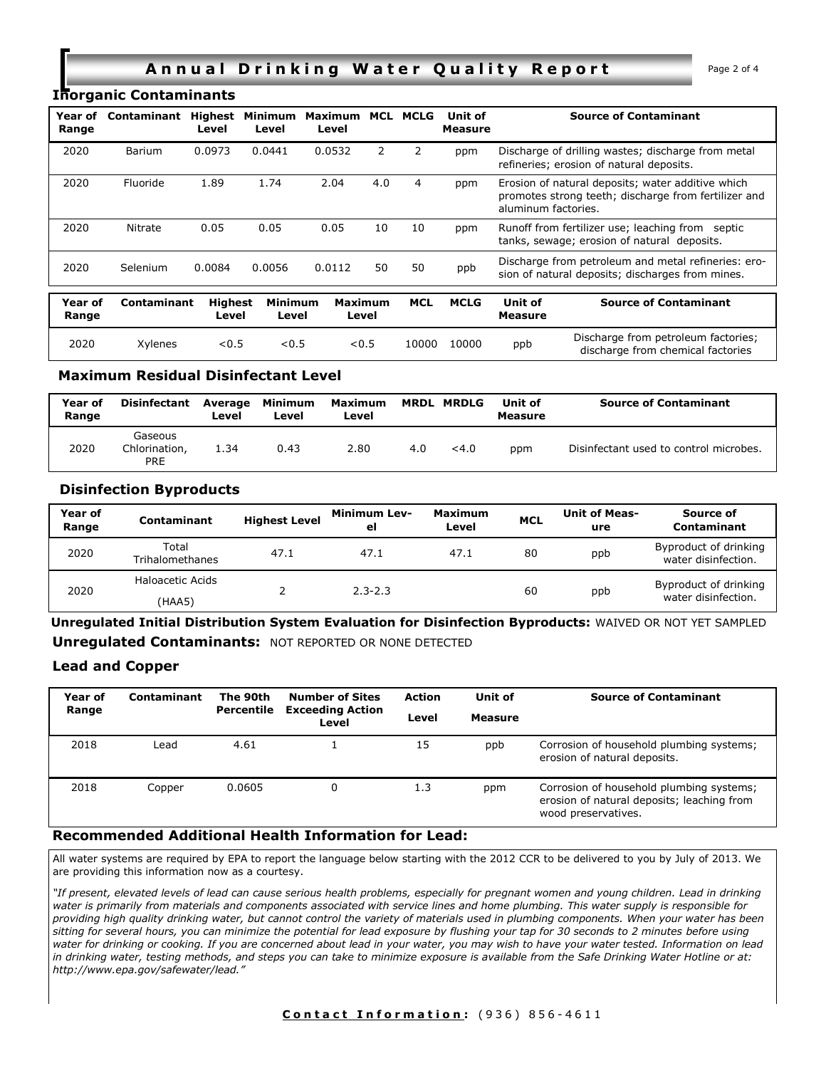## Inorganic Contaminants

| Year of Range | Contaminant | Highest Level | Minimum Level | Maximum Level | MCL | MCLG | Unit of Measure | Source of Contaminant |
|---|---|---|---|---|---|---|---|---|
| 2020 | Barium | 0.0973 | 0.0441 | 0.0532 | 2 | 2 | ppm | Discharge of drilling wastes; discharge from metal refineries; erosion of natural deposits. |
| 2020 | Fluoride | 1.89 | 1.74 | 2.04 | 4.0 | 4 | ppm | Erosion of natural deposits; water additive which promotes strong teeth; discharge from fertilizer and aluminum factories. |
| 2020 | Nitrate | 0.05 | 0.05 | 0.05 | 10 | 10 | ppm | Runoff from fertilizer use; leaching from septic tanks, sewage; erosion of natural deposits. |
| 2020 | Selenium | 0.0084 | 0.0056 | 0.0112 | 50 | 50 | ppb | Discharge from petroleum and metal refineries: erosion of natural deposits; discharges from mines. |
| 2020 | Xylenes | <0.5 | <0.5 | <0.5 | 10000 | 10000 | ppb | Discharge from petroleum factories; discharge from chemical factories |

## Maximum Residual Disinfectant Level

| Year of Range | Disinfectant | Average Level | Minimum Level | Maximum Level | MRDL | MRDLG | Unit of Measure | Source of Contaminant |
|---|---|---|---|---|---|---|---|---|
| 2020 | Gaseous Chlorination, PRE | 1.34 | 0.43 | 2.80 | 4.0 | <4.0 | ppm | Disinfectant used to control microbes. |

## Disinfection Byproducts

| Year of Range | Contaminant | Highest Level | Minimum Level | Maximum Level | MCL | Unit of Measure | Source of Contaminant |
|---|---|---|---|---|---|---|---|
| 2020 | Total Trihalomethanes | 47.1 | 47.1 | 47.1 | 80 | ppb | Byproduct of drinking water disinfection. |
| 2020 | Haloacetic Acids (HAA5) | 2 | 2.3-2.3 | | 60 | ppb | Byproduct of drinking water disinfection. |

**Unregulated Initial Distribution System Evaluation for Disinfection Byproducts:** WAIVED OR NOT YET SAMPLED

**Unregulated Contaminants:** NOT REPORTED OR NONE DETECTED

## Lead and Copper

| Year of Range | Contaminant | The 90th Percentile | Number of Sites Exceeding Action Level | Action Level | Unit of Measure | Source of Contaminant |
|---|---|---|---|---|---|---|
| 2018 | Lead | 4.61 | 1 | 15 | ppb | Corrosion of household plumbing systems; erosion of natural deposits. |
| 2018 | Copper | 0.0605 | 0 | 1.3 | ppm | Corrosion of household plumbing systems; erosion of natural deposits; leaching from wood preservatives. |

## Recommended Additional Health Information for Lead:

All water systems are required by EPA to report the language below starting with the 2012 CCR to be delivered to you by July of 2013. We are providing this information now as a courtesy.

*"If present, elevated levels of lead can cause serious health problems, especially for pregnant women and young children. Lead in drinking water is primarily from materials and components associated with service lines and home plumbing. This water supply is responsible for providing high quality drinking water, but cannot control the variety of materials used in plumbing components. When your water has been sitting for several hours, you can minimize the potential for lead exposure by flushing your tap for 30 seconds to 2 minutes before using water for drinking or cooking. If you are concerned about lead in your water, you may wish to have your water tested. Information on lead in drinking water, testing methods, and steps you can take to minimize exposure is available from the Safe Drinking Water Hotline or at: http://www.epa.gov/safewater/lead."*

**Contact Information:** (936) 856-4611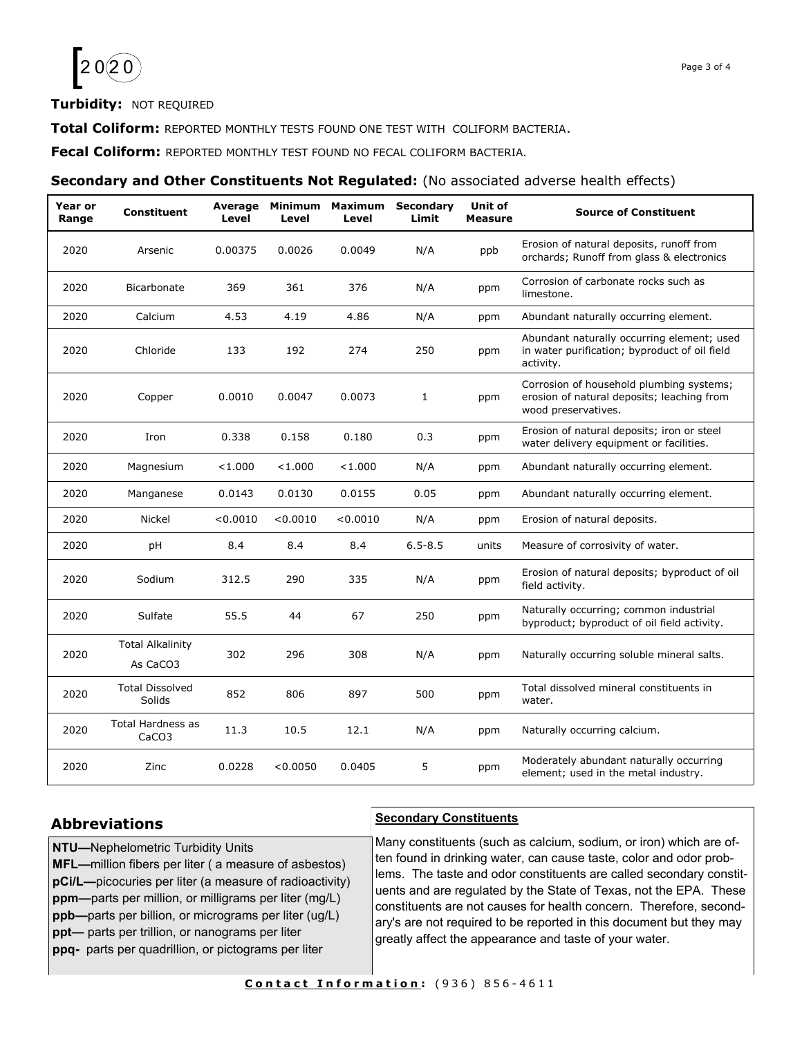**Turbidity:** NOT REQUIRED

**Total Coliform:** REPORTED MONTHLY TESTS FOUND ONE TEST WITH COLIFORM BACTERIA.

**Fecal Coliform:** REPORTED MONTHLY TEST FOUND NO FECAL COLIFORM BACTERIA.

### Secondary and Other Constituents Not Regulated: (No associated adverse health effects)

| Year or Range | Constituent | Average Level | Minimum Level | Maximum Level | Secondary Limit | Unit of Measure | Source of Constituent |
|---|---|---|---|---|---|---|---|
| 2020 | Arsenic | 0.00375 | 0.0026 | 0.0049 | N/A | ppb | Erosion of natural deposits, runoff from orchards; Runoff from glass & electronics |
| 2020 | Bicarbonate | 369 | 361 | 376 | N/A | ppm | Corrosion of carbonate rocks such as limestone. |
| 2020 | Calcium | 4.53 | 4.19 | 4.86 | N/A | ppm | Abundant naturally occurring element. |
| 2020 | Chloride | 133 | 192 | 274 | 250 | ppm | Abundant naturally occurring element; used in water purification; byproduct of oil field activity. |
| 2020 | Copper | 0.0010 | 0.0047 | 0.0073 | 1 | ppm | Corrosion of household plumbing systems; erosion of natural deposits; leaching from wood preservatives. |
| 2020 | Iron | 0.338 | 0.158 | 0.180 | 0.3 | ppm | Erosion of natural deposits; iron or steel water delivery equipment or facilities. |
| 2020 | Magnesium | <1.000 | <1.000 | <1.000 | N/A | ppm | Abundant naturally occurring element. |
| 2020 | Manganese | 0.0143 | 0.0130 | 0.0155 | 0.05 | ppm | Abundant naturally occurring element. |
| 2020 | Nickel | <0.0010 | <0.0010 | <0.0010 | N/A | ppm | Erosion of natural deposits. |
| 2020 | pH | 8.4 | 8.4 | 8.4 | 6.5-8.5 | units | Measure of corrosivity of water. |
| 2020 | Sodium | 312.5 | 290 | 335 | N/A | ppm | Erosion of natural deposits; byproduct of oil field activity. |
| 2020 | Sulfate | 55.5 | 44 | 67 | 250 | ppm | Naturally occurring; common industrial byproduct; byproduct of oil field activity. |
| 2020 | Total Alkalinity As $CaCO_3$ | 302 | 296 | 308 | N/A | ppm | Naturally occurring soluble mineral salts. |
| 2020 | Total Dissolved Solids | 852 | 806 | 897 | 500 | ppm | Total dissolved mineral constituents in water. |
| 2020 | Total Hardness as $CaCO_3$ | 11.3 | 10.5 | 12.1 | N/A | ppm | Naturally occurring calcium. |
| 2020 | Zinc | 0.0228 | <0.0050 | 0.0405 | 5 | ppm | Moderately abundant naturally occurring element; used in the metal industry. |

## Abbreviations

**NTU—**Nephelometric Turbidity Units
**MFL—**million fibers per liter ( a measure of asbestos)
**pCi/L—**picocuries per liter (a measure of radioactivity)
**ppm—**parts per million, or milligrams per liter (mg/L)
**ppb—**parts per billion, or micrograms per liter (ug/L)
**ppt—** parts per trillion, or nanograms per liter
**ppq-** parts per quadrillion, or pictograms per liter

**Secondary Constituents**

Many constituents (such as calcium, sodium, or iron) which are often found in drinking water, can cause taste, color and odor problems. The taste and odor constituents are called secondary constituents and are regulated by the State of Texas, not the EPA. These constituents are not causes for health concern. Therefore, secondary's are not required to be reported in this document but they may greatly affect the appearance and taste of your water.

**Contact Information:** (936) 856-4611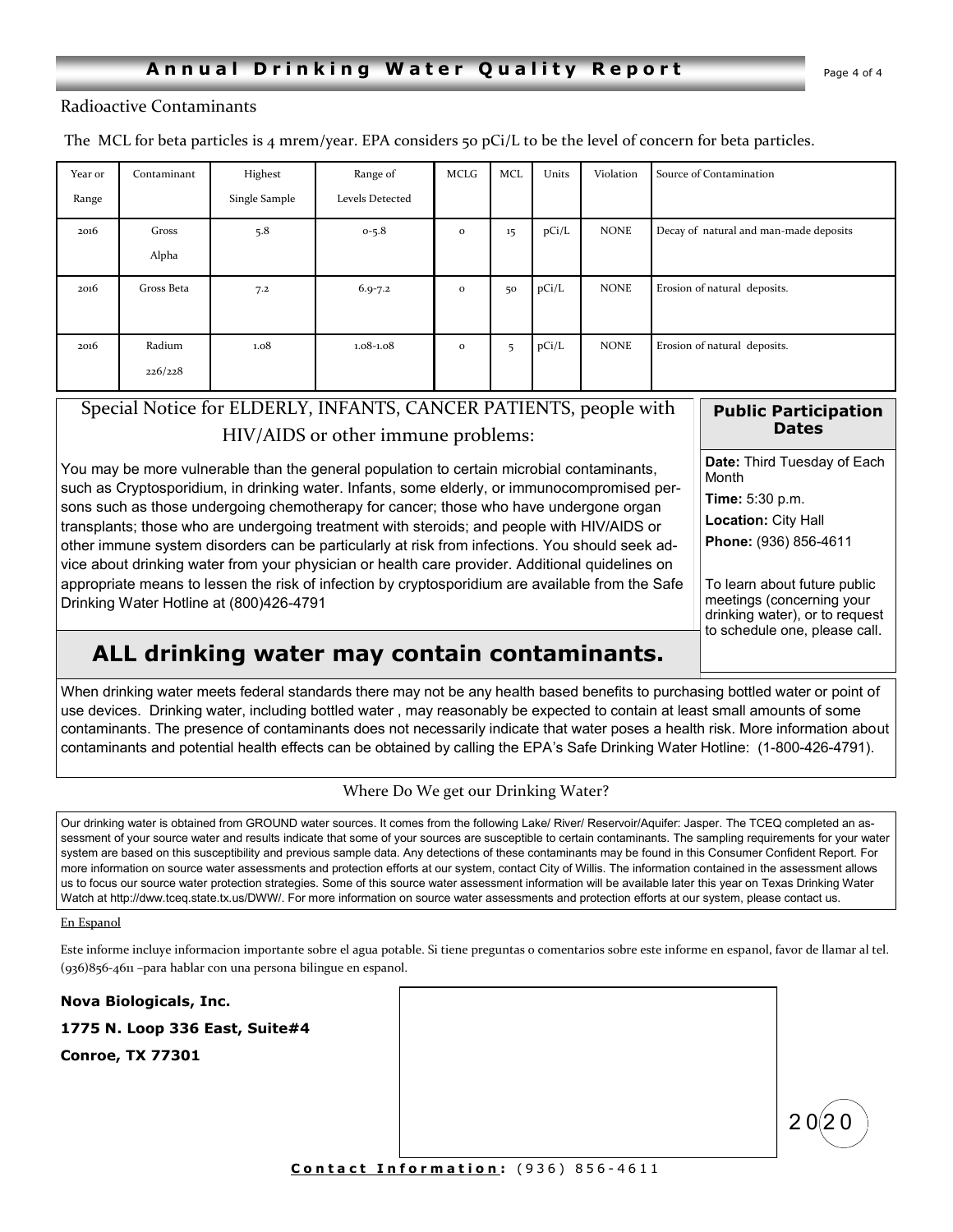## Radioactive Contaminants

The MCL for beta particles is 4 mrem/year. EPA considers 50 pCi/L to be the level of concern for beta particles.

| Year or Range | Contaminant | Highest Single Sample | Range of Levels Detected | MCLG | MCL | Units | Violation | Source of Contamination |
|---|---|---|---|---|---|---|---|---|
| 2016 | Gross Alpha | 5.8 | 0-5.8 | 0 | 15 | pCi/L | NONE | Decay of natural and man-made deposits |
| 2016 | Gross Beta | 7.2 | 6.9-7.2 | 0 | 50 | pCi/L | NONE | Erosion of natural deposits. |
| 2016 | Radium 226/228 | 1.08 | 1.08-1.08 | 0 | 5 | pCi/L | NONE | Erosion of natural deposits. |

## Special Notice for ELDERLY, INFANTS, CANCER PATIENTS, people with HIV/AIDS or other immune problems:

You may be more vulnerable than the general population to certain microbial contaminants, such as Cryptosporidium, in drinking water. Infants, some elderly, or immunocompromised persons such as those undergoing chemotherapy for cancer; those who have undergone organ transplants; those who are undergoing treatment with steroids; and people with HIV/AIDS or other immune system disorders can be particularly at risk from infections. You should seek advice about drinking water from your physician or health care provider. Additional guidelines on appropriate means to lessen the risk of infection by cryptosporidium are available from the Safe Drinking Water Hotline at (800)426-4791

### Public Participation Dates

**Date:** Third Tuesday of Each Month

**Time:** 5:30 p.m.

**Location:** City Hall

**Phone:** (936) 856-4611

To learn about future public meetings (concerning your drinking water), or to request to schedule one, please call.

## ALL drinking water may contain contaminants.

When drinking water meets federal standards there may not be any health based benefits to purchasing bottled water or point of use devices. Drinking water, including bottled water , may reasonably be expected to contain at least small amounts of some contaminants. The presence of contaminants does not necessarily indicate that water poses a health risk. More information about contaminants and potential health effects can be obtained by calling the EPA's Safe Drinking Water Hotline: (1-800-426-4791).

## Where Do We get our Drinking Water?

Our drinking water is obtained from GROUND water sources. It comes from the following Lake/ River/ Reservoir/Aquifer: Jasper. The TCEQ completed an assessment of your source water and results indicate that some of your sources are susceptible to certain contaminants. The sampling requirements for your water system are based on this susceptibility and previous sample data. Any detections of these contaminants may be found in this Consumer Confident Report. For more information on source water assessments and protection efforts at our system, contact City of Willis. The information contained in the assessment allows us to focus our source water protection strategies. Some of this source water assessment information will be available later this year on Texas Drinking Water Watch at http://dww.tceq.state.tx.us/DWW/. For more information on source water assessments and protection efforts at our system, please contact us.

En Espanol

Este informe incluye informacion importante sobre el agua potable. Si tiene preguntas o comentarios sobre este informe en espanol, favor de llamar al tel. (936)856-4611 –para hablar con una persona bilingue en espanol.

**Nova Biologicals, Inc.**

**1775 N. Loop 336 East, Suite#4**

**Conroe, TX 77301**

2020

**Contact Information:** (936) 856-4611